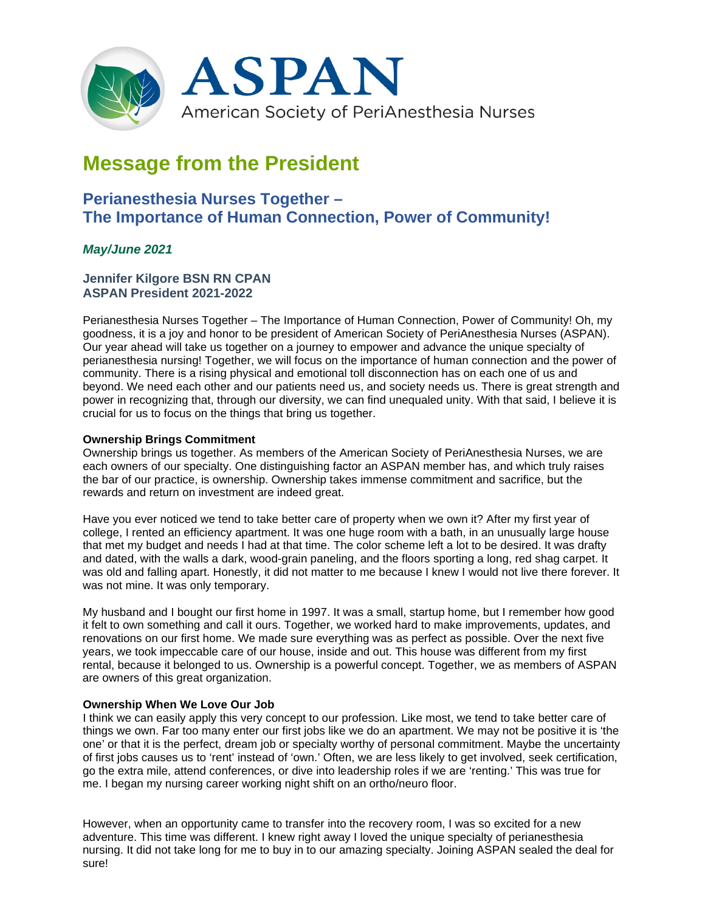ASPAN
American Society of PeriAnesthesia Nurses

# Message from the President

## Perianesthesia Nurses Together – The Importance of Human Connection, Power of Community!

***May/June 2021***

**Jennifer Kilgore BSN RN CPAN**
**ASPAN President 2021-2022**

Perianesthesia Nurses Together – The Importance of Human Connection, Power of Community! Oh, my goodness, it is a joy and honor to be president of American Society of PeriAnesthesia Nurses (ASPAN). Our year ahead will take us together on a journey to empower and advance the unique specialty of perianesthesia nursing! Together, we will focus on the importance of human connection and the power of community. There is a rising physical and emotional toll disconnection has on each one of us and beyond. We need each other and our patients need us, and society needs us. There is great strength and power in recognizing that, through our diversity, we can find unequaled unity. With that said, I believe it is crucial for us to focus on the things that bring us together.

**Ownership Brings Commitment**
Ownership brings us together. As members of the American Society of PeriAnesthesia Nurses, we are each owners of our specialty. One distinguishing factor an ASPAN member has, and which truly raises the bar of our practice, is ownership. Ownership takes immense commitment and sacrifice, but the rewards and return on investment are indeed great.

Have you ever noticed we tend to take better care of property when we own it? After my first year of college, I rented an efficiency apartment. It was one huge room with a bath, in an unusually large house that met my budget and needs I had at that time. The color scheme left a lot to be desired. It was drafty and dated, with the walls a dark, wood-grain paneling, and the floors sporting a long, red shag carpet. It was old and falling apart. Honestly, it did not matter to me because I knew I would not live there forever. It was not mine. It was only temporary.

My husband and I bought our first home in 1997. It was a small, startup home, but I remember how good it felt to own something and call it ours. Together, we worked hard to make improvements, updates, and renovations on our first home. We made sure everything was as perfect as possible. Over the next five years, we took impeccable care of our house, inside and out. This house was different from my first rental, because it belonged to us. Ownership is a powerful concept. Together, we as members of ASPAN are owners of this great organization.

**Ownership When We Love Our Job**
I think we can easily apply this very concept to our profession. Like most, we tend to take better care of things we own. Far too many enter our first jobs like we do an apartment. We may not be positive it is 'the one' or that it is the perfect, dream job or specialty worthy of personal commitment. Maybe the uncertainty of first jobs causes us to 'rent' instead of 'own.' Often, we are less likely to get involved, seek certification, go the extra mile, attend conferences, or dive into leadership roles if we are 'renting.' This was true for me. I began my nursing career working night shift on an ortho/neuro floor.

However, when an opportunity came to transfer into the recovery room, I was so excited for a new adventure. This time was different. I knew right away I loved the unique specialty of perianesthesia nursing. It did not take long for me to buy in to our amazing specialty. Joining ASPAN sealed the deal for sure!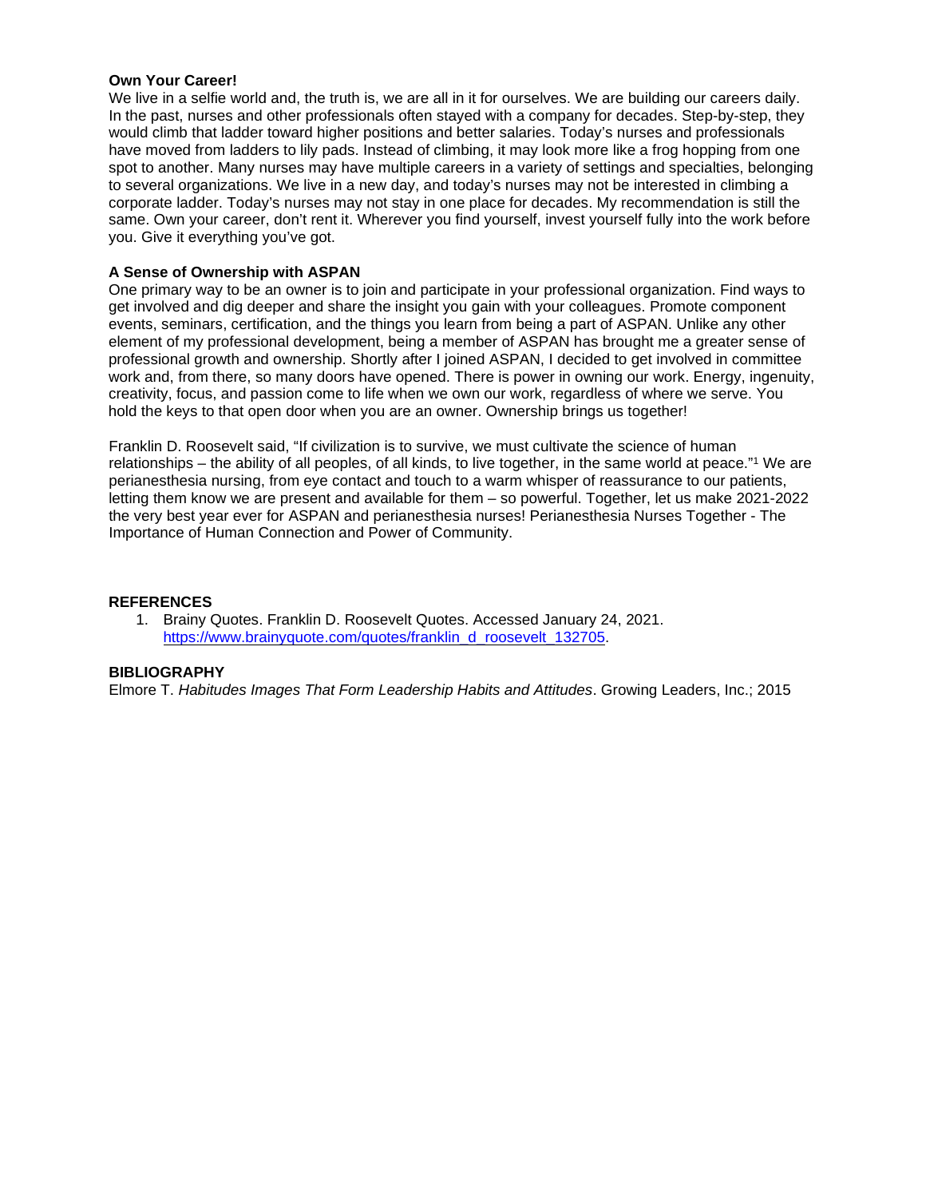**Own Your Career!**

We live in a selfie world and, the truth is, we are all in it for ourselves. We are building our careers daily. In the past, nurses and other professionals often stayed with a company for decades. Step-by-step, they would climb that ladder toward higher positions and better salaries. Today's nurses and professionals have moved from ladders to lily pads. Instead of climbing, it may look more like a frog hopping from one spot to another. Many nurses may have multiple careers in a variety of settings and specialties, belonging to several organizations. We live in a new day, and today's nurses may not be interested in climbing a corporate ladder. Today's nurses may not stay in one place for decades. My recommendation is still the same. Own your career, don't rent it. Wherever you find yourself, invest yourself fully into the work before you. Give it everything you've got.

**A Sense of Ownership with ASPAN**

One primary way to be an owner is to join and participate in your professional organization. Find ways to get involved and dig deeper and share the insight you gain with your colleagues. Promote component events, seminars, certification, and the things you learn from being a part of ASPAN. Unlike any other element of my professional development, being a member of ASPAN has brought me a greater sense of professional growth and ownership. Shortly after I joined ASPAN, I decided to get involved in committee work and, from there, so many doors have opened. There is power in owning our work. Energy, ingenuity, creativity, focus, and passion come to life when we own our work, regardless of where we serve. You hold the keys to that open door when you are an owner. Ownership brings us together!

Franklin D. Roosevelt said, "If civilization is to survive, we must cultivate the science of human relationships – the ability of all peoples, of all kinds, to live together, in the same world at peace."[1] We are perianesthesia nursing, from eye contact and touch to a warm whisper of reassurance to our patients, letting them know we are present and available for them – so powerful. Together, let us make 2021-2022 the very best year ever for ASPAN and perianesthesia nurses! Perianesthesia Nurses Together - The Importance of Human Connection and Power of Community.

**REFERENCES**

1. Brainy Quotes. Franklin D. Roosevelt Quotes. Accessed January 24, 2021. https://www.brainyquote.com/quotes/franklin_d_roosevelt_132705.

**BIBLIOGRAPHY**

Elmore T. *Habitudes Images That Form Leadership Habits and Attitudes*. Growing Leaders, Inc.; 2015